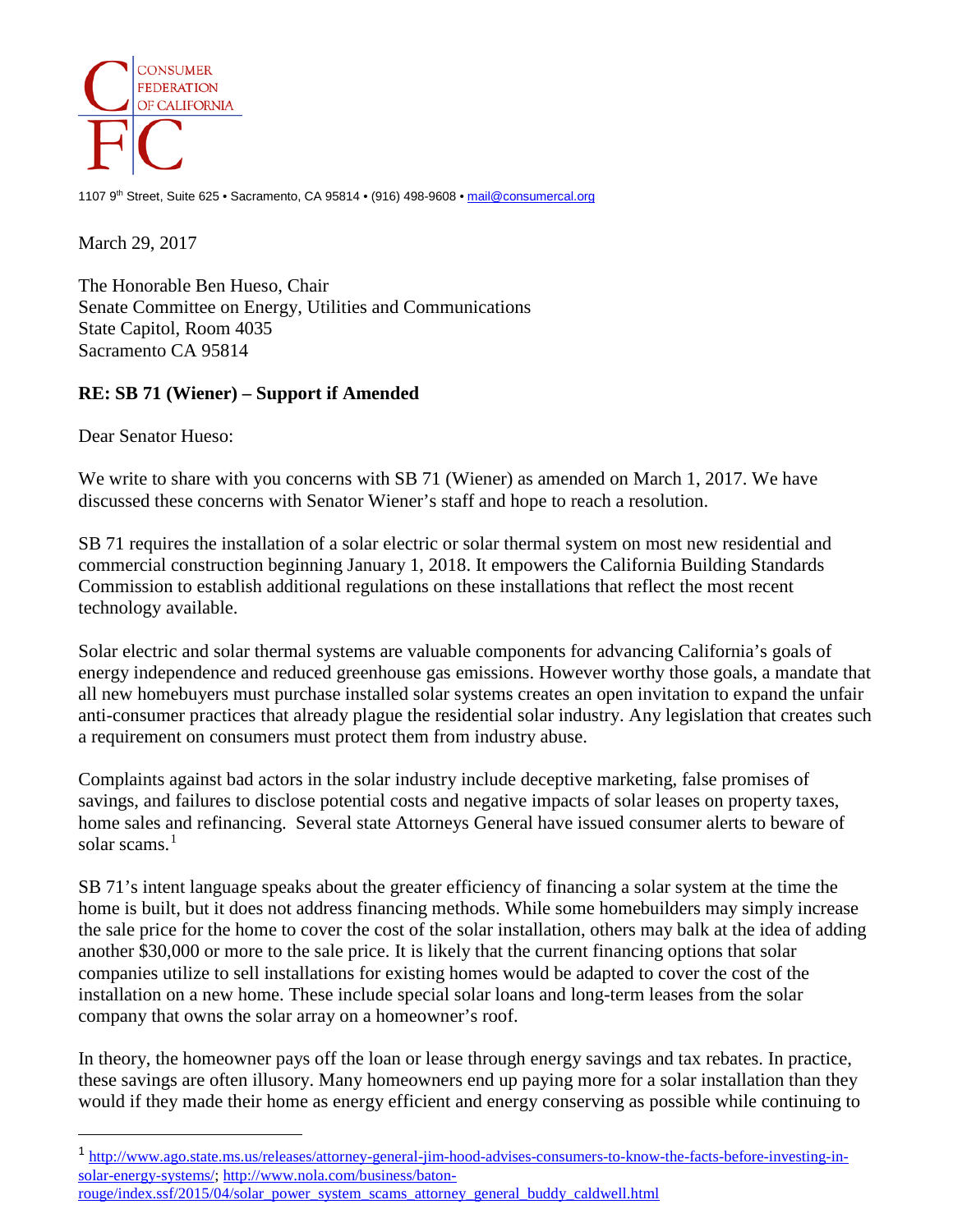CONSUMER FEDERATION OF CALIFORNIA

1107 9th Street, Suite 625 • Sacramento, CA 95814 • (916) 498-9608 • mail@consumercal.org

March 29, 2017

The Honorable Ben Hueso, Chair
Senate Committee on Energy, Utilities and Communications
State Capitol, Room 4035
Sacramento CA 95814

**RE: SB 71 (Wiener) – Support if Amended**

Dear Senator Hueso:

We write to share with you concerns with SB 71 (Wiener) as amended on March 1, 2017. We have discussed these concerns with Senator Wiener's staff and hope to reach a resolution.

SB 71 requires the installation of a solar electric or solar thermal system on most new residential and commercial construction beginning January 1, 2018. It empowers the California Building Standards Commission to establish additional regulations on these installations that reflect the most recent technology available.

Solar electric and solar thermal systems are valuable components for advancing California's goals of energy independence and reduced greenhouse gas emissions. However worthy those goals, a mandate that all new homebuyers must purchase installed solar systems creates an open invitation to expand the unfair anti-consumer practices that already plague the residential solar industry. Any legislation that creates such a requirement on consumers must protect them from industry abuse.

Complaints against bad actors in the solar industry include deceptive marketing, false promises of savings, and failures to disclose potential costs and negative impacts of solar leases on property taxes, home sales and refinancing. Several state Attorneys General have issued consumer alerts to beware of solar scams.[1]

SB 71's intent language speaks about the greater efficiency of financing a solar system at the time the home is built, but it does not address financing methods. While some homebuilders may simply increase the sale price for the home to cover the cost of the solar installation, others may balk at the idea of adding another $30,000 or more to the sale price. It is likely that the current financing options that solar companies utilize to sell installations for existing homes would be adapted to cover the cost of the installation on a new home. These include special solar loans and long-term leases from the solar company that owns the solar array on a homeowner's roof.

In theory, the homeowner pays off the loan or lease through energy savings and tax rebates. In practice, these savings are often illusory. Many homeowners end up paying more for a solar installation than they would if they made their home as energy efficient and energy conserving as possible while continuing to

---

[1] http://www.ago.state.ms.us/releases/attorney-general-jim-hood-advises-consumers-to-know-the-facts-before-investing-in-solar-energy-systems/; http://www.nola.com/business/baton-rouge/index.ssf/2015/04/solar_power_system_scams_attorney_general_buddy_caldwell.html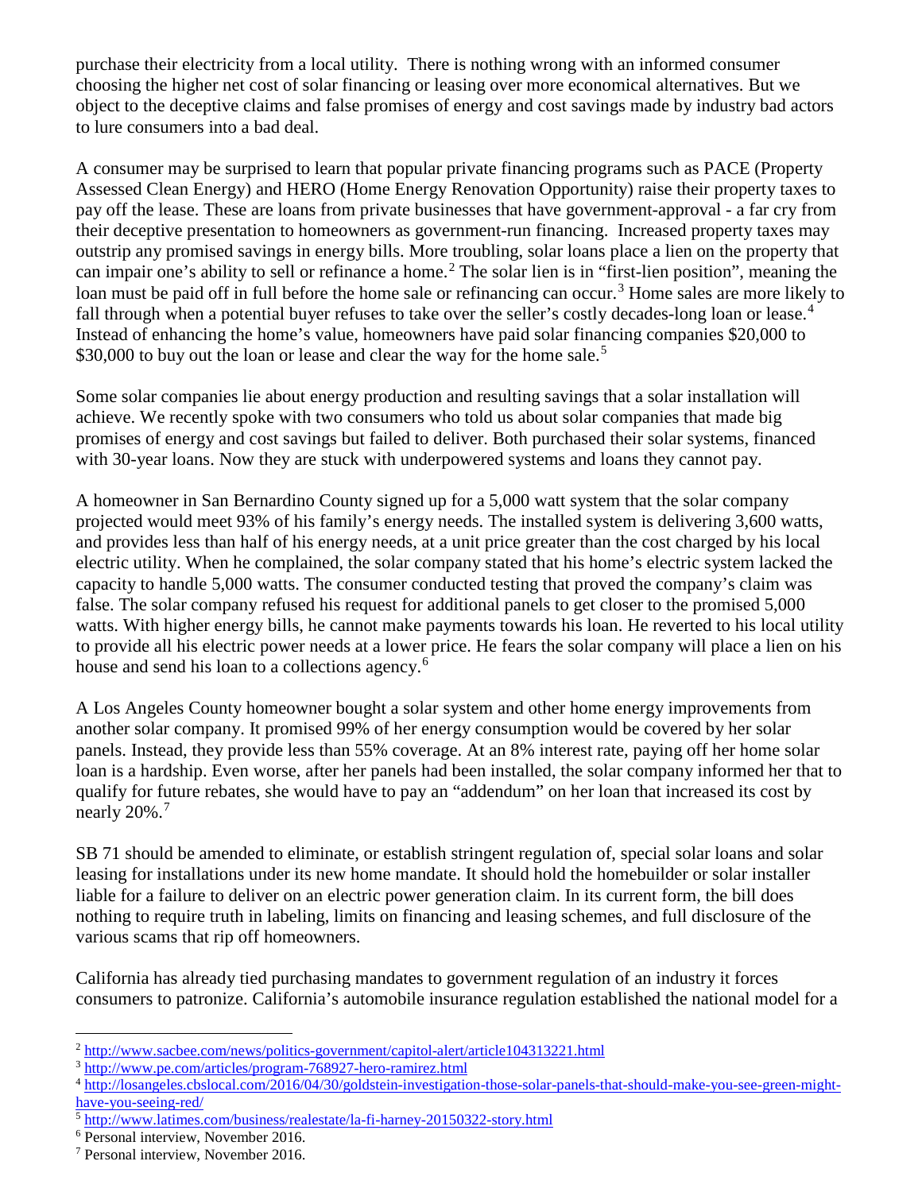purchase their electricity from a local utility. There is nothing wrong with an informed consumer choosing the higher net cost of solar financing or leasing over more economical alternatives. But we object to the deceptive claims and false promises of energy and cost savings made by industry bad actors to lure consumers into a bad deal.

A consumer may be surprised to learn that popular private financing programs such as PACE (Property Assessed Clean Energy) and HERO (Home Energy Renovation Opportunity) raise their property taxes to pay off the lease. These are loans from private businesses that have government-approval - a far cry from their deceptive presentation to homeowners as government-run financing. Increased property taxes may outstrip any promised savings in energy bills. More troubling, solar loans place a lien on the property that can impair one's ability to sell or refinance a home.[2] The solar lien is in "first-lien position", meaning the loan must be paid off in full before the home sale or refinancing can occur.[3] Home sales are more likely to fall through when a potential buyer refuses to take over the seller's costly decades-long loan or lease.[4] Instead of enhancing the home's value, homeowners have paid solar financing companies $20,000 to $30,000 to buy out the loan or lease and clear the way for the home sale.[5]

Some solar companies lie about energy production and resulting savings that a solar installation will achieve. We recently spoke with two consumers who told us about solar companies that made big promises of energy and cost savings but failed to deliver. Both purchased their solar systems, financed with 30-year loans. Now they are stuck with underpowered systems and loans they cannot pay.

A homeowner in San Bernardino County signed up for a 5,000 watt system that the solar company projected would meet 93% of his family's energy needs. The installed system is delivering 3,600 watts, and provides less than half of his energy needs, at a unit price greater than the cost charged by his local electric utility. When he complained, the solar company stated that his home's electric system lacked the capacity to handle 5,000 watts. The consumer conducted testing that proved the company's claim was false. The solar company refused his request for additional panels to get closer to the promised 5,000 watts. With higher energy bills, he cannot make payments towards his loan. He reverted to his local utility to provide all his electric power needs at a lower price. He fears the solar company will place a lien on his house and send his loan to a collections agency.[6]

A Los Angeles County homeowner bought a solar system and other home energy improvements from another solar company. It promised 99% of her energy consumption would be covered by her solar panels. Instead, they provide less than 55% coverage. At an 8% interest rate, paying off her home solar loan is a hardship. Even worse, after her panels had been installed, the solar company informed her that to qualify for future rebates, she would have to pay an "addendum" on her loan that increased its cost by nearly 20%.[7]

SB 71 should be amended to eliminate, or establish stringent regulation of, special solar loans and solar leasing for installations under its new home mandate. It should hold the homebuilder or solar installer liable for a failure to deliver on an electric power generation claim. In its current form, the bill does nothing to require truth in labeling, limits on financing and leasing schemes, and full disclosure of the various scams that rip off homeowners.

California has already tied purchasing mandates to government regulation of an industry it forces consumers to patronize. California's automobile insurance regulation established the national model for a

---

[2] http://www.sacbee.com/news/politics-government/capitol-alert/article104313221.html

[3] http://www.pe.com/articles/program-768927-hero-ramirez.html

[4] http://losangeles.cbslocal.com/2016/04/30/goldstein-investigation-those-solar-panels-that-should-make-you-see-green-might-have-you-seeing-red/

[5] http://www.latimes.com/business/realestate/la-fi-harney-20150322-story.html

[6] Personal interview, November 2016.

[7] Personal interview, November 2016.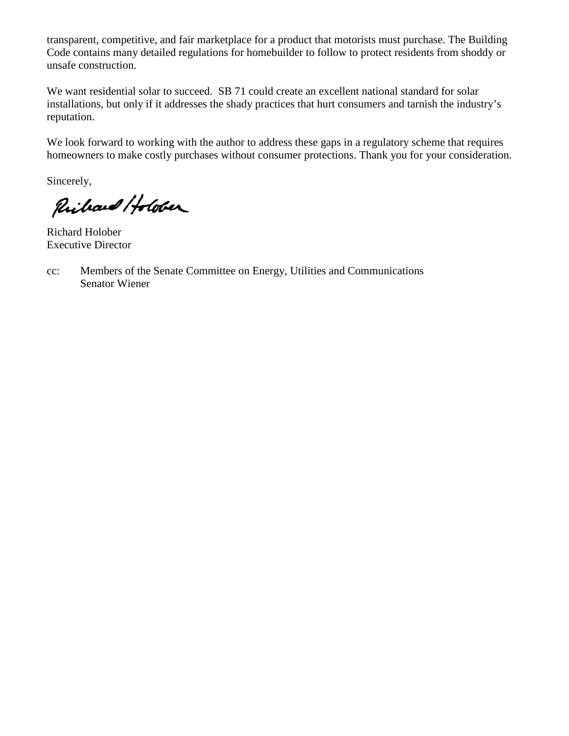transparent, competitive, and fair marketplace for a product that motorists must purchase. The Building Code contains many detailed regulations for homebuilder to follow to protect residents from shoddy or unsafe construction.

We want residential solar to succeed. SB 71 could create an excellent national standard for solar installations, but only if it addresses the shady practices that hurt consumers and tarnish the industry's reputation.

We look forward to working with the author to address these gaps in a regulatory scheme that requires homeowners to make costly purchases without consumer protections. Thank you for your consideration.

Sincerely,

Richard Holober
Executive Director

cc: Members of the Senate Committee on Energy, Utilities and Communications
Senator Wiener